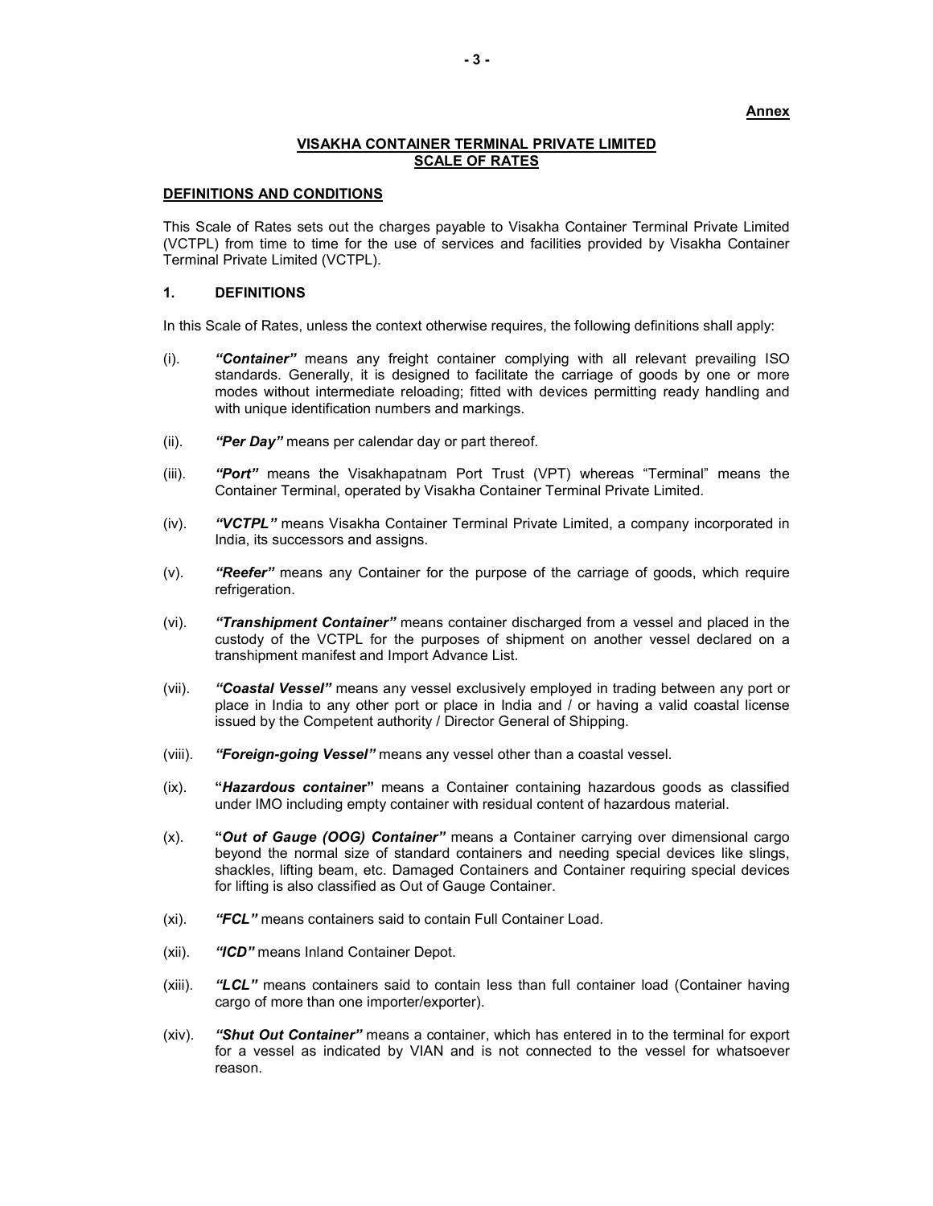**Annex**

## VISAKHA CONTAINER TERMINAL PRIVATE LIMITED
## SCALE OF RATES

### DEFINITIONS AND CONDITIONS

This Scale of Rates sets out the charges payable to Visakha Container Terminal Private Limited (VCTPL) from time to time for the use of services and facilities provided by Visakha Container Terminal Private Limited (VCTPL).

### 1. DEFINITIONS

In this Scale of Rates, unless the context otherwise requires, the following definitions shall apply:

(i). ***"Container"*** means any freight container complying with all relevant prevailing ISO standards. Generally, it is designed to facilitate the carriage of goods by one or more modes without intermediate reloading; fitted with devices permitting ready handling and with unique identification numbers and markings.

(ii). ***"Per Day"*** means per calendar day or part thereof.

(iii). ***"Port"*** means the Visakhapatnam Port Trust (VPT) whereas "Terminal" means the Container Terminal, operated by Visakha Container Terminal Private Limited.

(iv). ***"VCTPL"*** means Visakha Container Terminal Private Limited, a company incorporated in India, its successors and assigns.

(v). ***"Reefer"*** means any Container for the purpose of the carriage of goods, which require refrigeration.

(vi). ***"Transhipment Container"*** means container discharged from a vessel and placed in the custody of the VCTPL for the purposes of shipment on another vessel declared on a transhipment manifest and Import Advance List.

(vii). ***"Coastal Vessel"*** means any vessel exclusively employed in trading between any port or place in India to any other port or place in India and / or having a valid coastal license issued by the Competent authority / Director General of Shipping.

(viii). ***"Foreign-going Vessel"*** means any vessel other than a coastal vessel.

(ix). **"*Hazardous container*"** means a Container containing hazardous goods as classified under IMO including empty container with residual content of hazardous material.

(x). **"*Out of Gauge (OOG) Container"*** means a Container carrying over dimensional cargo beyond the normal size of standard containers and needing special devices like slings, shackles, lifting beam, etc. Damaged Containers and Container requiring special devices for lifting is also classified as Out of Gauge Container.

(xi). ***"FCL"*** means containers said to contain Full Container Load.

(xii). ***"ICD"*** means Inland Container Depot.

(xiii). ***"LCL"*** means containers said to contain less than full container load (Container having cargo of more than one importer/exporter).

(xiv). ***"Shut Out Container"*** means a container, which has entered in to the terminal for export for a vessel as indicated by VIAN and is not connected to the vessel for whatsoever reason.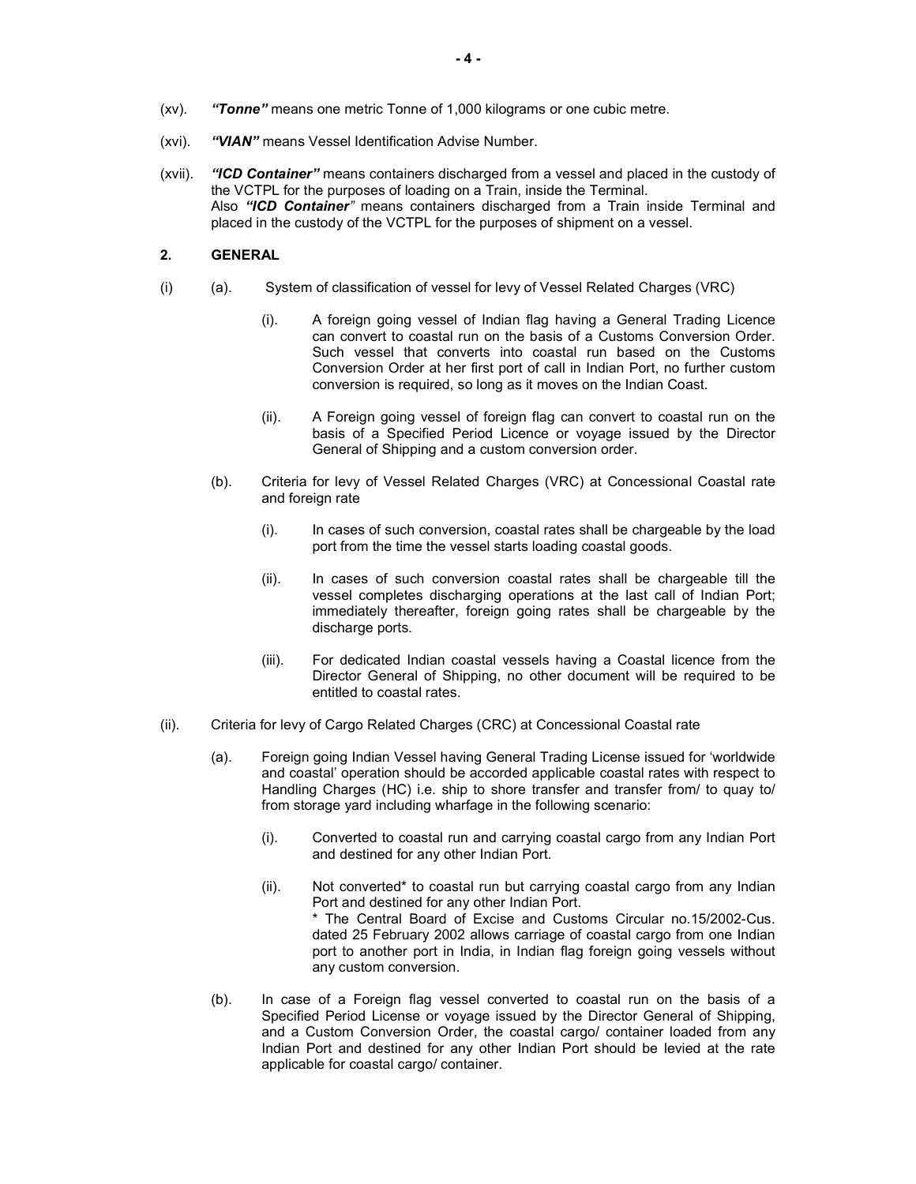(xv). ***"Tonne"*** means one metric Tonne of 1,000 kilograms or one cubic metre.

(xvi). ***"VIAN"*** means Vessel Identification Advise Number.

(xvii). ***"ICD Container"*** means containers discharged from a vessel and placed in the custody of the VCTPL for the purposes of loading on a Train, inside the Terminal.
Also ***"ICD Container"*** means containers discharged from a Train inside Terminal and placed in the custody of the VCTPL for the purposes of shipment on a vessel.

## 2. GENERAL

(i) (a). System of classification of vessel for levy of Vessel Related Charges (VRC)

(i). A foreign going vessel of Indian flag having a General Trading Licence can convert to coastal run on the basis of a Customs Conversion Order. Such vessel that converts into coastal run based on the Customs Conversion Order at her first port of call in Indian Port, no further custom conversion is required, so long as it moves on the Indian Coast.

(ii). A Foreign going vessel of foreign flag can convert to coastal run on the basis of a Specified Period Licence or voyage issued by the Director General of Shipping and a custom conversion order.

(b). Criteria for levy of Vessel Related Charges (VRC) at Concessional Coastal rate and foreign rate

(i). In cases of such conversion, coastal rates shall be chargeable by the load port from the time the vessel starts loading coastal goods.

(ii). In cases of such conversion coastal rates shall be chargeable till the vessel completes discharging operations at the last call of Indian Port; immediately thereafter, foreign going rates shall be chargeable by the discharge ports.

(iii). For dedicated Indian coastal vessels having a Coastal licence from the Director General of Shipping, no other document will be required to be entitled to coastal rates.

(ii). Criteria for levy of Cargo Related Charges (CRC) at Concessional Coastal rate

(a). Foreign going Indian Vessel having General Trading License issued for 'worldwide and coastal' operation should be accorded applicable coastal rates with respect to Handling Charges (HC) i.e. ship to shore transfer and transfer from/ to quay to/ from storage yard including wharfage in the following scenario:

(i). Converted to coastal run and carrying coastal cargo from any Indian Port and destined for any other Indian Port.

(ii). Not converted* to coastal run but carrying coastal cargo from any Indian Port and destined for any other Indian Port.
* The Central Board of Excise and Customs Circular no.15/2002-Cus. dated 25 February 2002 allows carriage of coastal cargo from one Indian port to another port in India, in Indian flag foreign going vessels without any custom conversion.

(b). In case of a Foreign flag vessel converted to coastal run on the basis of a Specified Period License or voyage issued by the Director General of Shipping, and a Custom Conversion Order, the coastal cargo/ container loaded from any Indian Port and destined for any other Indian Port should be levied at the rate applicable for coastal cargo/ container.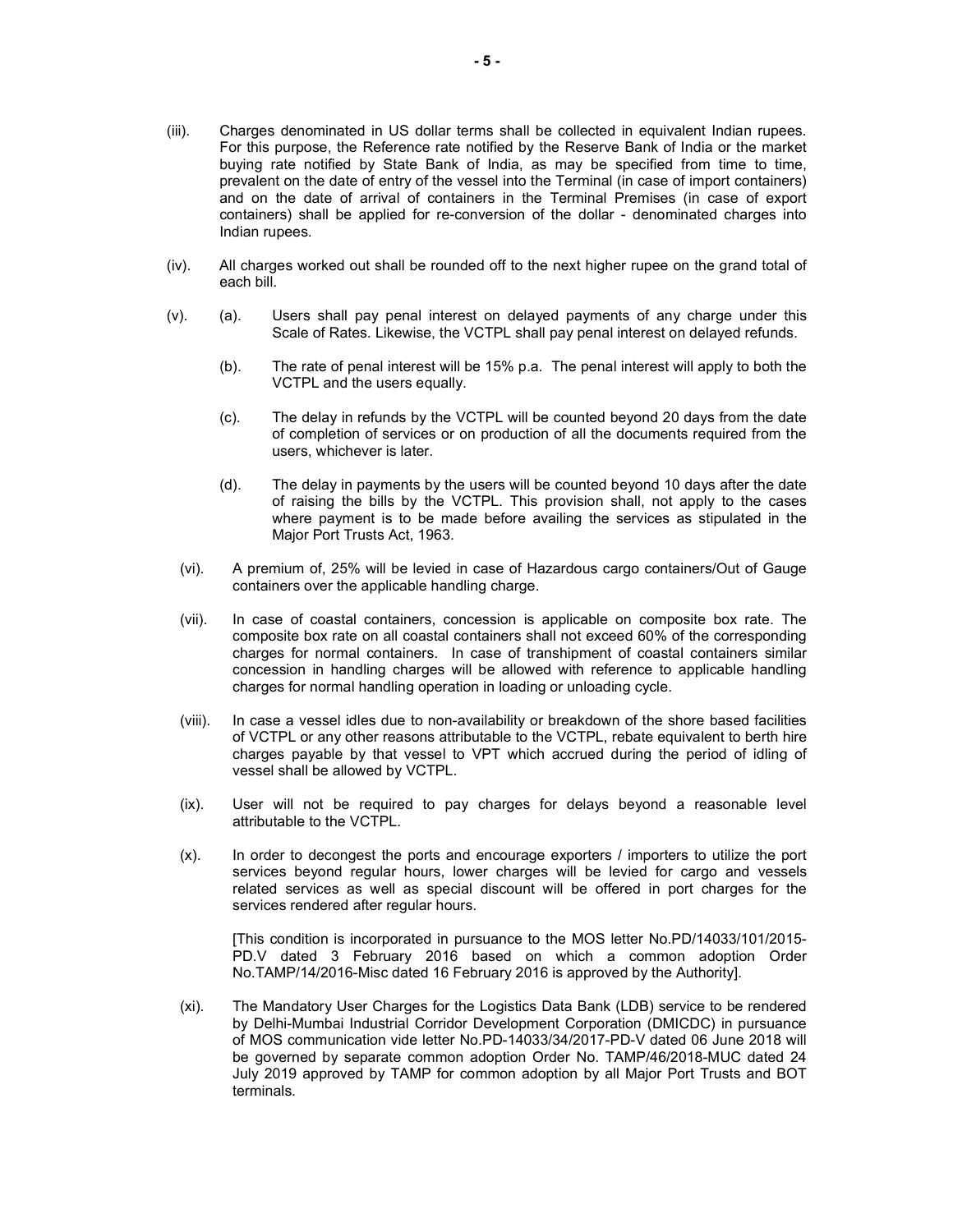(iii). Charges denominated in US dollar terms shall be collected in equivalent Indian rupees. For this purpose, the Reference rate notified by the Reserve Bank of India or the market buying rate notified by State Bank of India, as may be specified from time to time, prevalent on the date of entry of the vessel into the Terminal (in case of import containers) and on the date of arrival of containers in the Terminal Premises (in case of export containers) shall be applied for re-conversion of the dollar - denominated charges into Indian rupees.

(iv). All charges worked out shall be rounded off to the next higher rupee on the grand total of each bill.

(v). (a). Users shall pay penal interest on delayed payments of any charge under this Scale of Rates. Likewise, the VCTPL shall pay penal interest on delayed refunds.

(b). The rate of penal interest will be 15% p.a. The penal interest will apply to both the VCTPL and the users equally.

(c). The delay in refunds by the VCTPL will be counted beyond 20 days from the date of completion of services or on production of all the documents required from the users, whichever is later.

(d). The delay in payments by the users will be counted beyond 10 days after the date of raising the bills by the VCTPL. This provision shall, not apply to the cases where payment is to be made before availing the services as stipulated in the Major Port Trusts Act, 1963.

(vi). A premium of, 25% will be levied in case of Hazardous cargo containers/Out of Gauge containers over the applicable handling charge.

(vii). In case of coastal containers, concession is applicable on composite box rate. The composite box rate on all coastal containers shall not exceed 60% of the corresponding charges for normal containers. In case of transhipment of coastal containers similar concession in handling charges will be allowed with reference to applicable handling charges for normal handling operation in loading or unloading cycle.

(viii). In case a vessel idles due to non-availability or breakdown of the shore based facilities of VCTPL or any other reasons attributable to the VCTPL, rebate equivalent to berth hire charges payable by that vessel to VPT which accrued during the period of idling of vessel shall be allowed by VCTPL.

(ix). User will not be required to pay charges for delays beyond a reasonable level attributable to the VCTPL.

(x). In order to decongest the ports and encourage exporters / importers to utilize the port services beyond regular hours, lower charges will be levied for cargo and vessels related services as well as special discount will be offered in port charges for the services rendered after regular hours.

[This condition is incorporated in pursuance to the MOS letter No.PD/14033/101/2015-PD.V dated 3 February 2016 based on which a common adoption Order No.TAMP/14/2016-Misc dated 16 February 2016 is approved by the Authority].

(xi). The Mandatory User Charges for the Logistics Data Bank (LDB) service to be rendered by Delhi-Mumbai Industrial Corridor Development Corporation (DMICDC) in pursuance of MOS communication vide letter No.PD-14033/34/2017-PD-V dated 06 June 2018 will be governed by separate common adoption Order No. TAMP/46/2018-MUC dated 24 July 2019 approved by TAMP for common adoption by all Major Port Trusts and BOT terminals.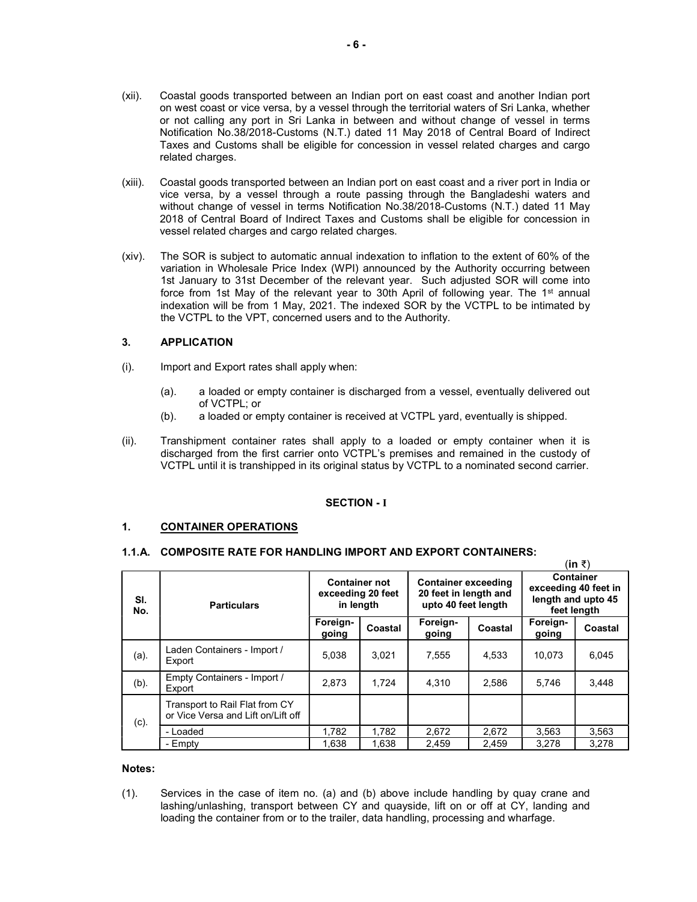(xii). Coastal goods transported between an Indian port on east coast and another Indian port on west coast or vice versa, by a vessel through the territorial waters of Sri Lanka, whether or not calling any port in Sri Lanka in between and without change of vessel in terms Notification No.38/2018-Customs (N.T.) dated 11 May 2018 of Central Board of Indirect Taxes and Customs shall be eligible for concession in vessel related charges and cargo related charges.

(xiii). Coastal goods transported between an Indian port on east coast and a river port in India or vice versa, by a vessel through a route passing through the Bangladeshi waters and without change of vessel in terms Notification No.38/2018-Customs (N.T.) dated 11 May 2018 of Central Board of Indirect Taxes and Customs shall be eligible for concession in vessel related charges and cargo related charges.

(xiv). The SOR is subject to automatic annual indexation to inflation to the extent of 60% of the variation in Wholesale Price Index (WPI) announced by the Authority occurring between 1st January to 31st December of the relevant year. Such adjusted SOR will come into force from 1st May of the relevant year to 30th April of following year. The 1st annual indexation will be from 1 May, 2021. The indexed SOR by the VCTPL to be intimated by the VCTPL to the VPT, concerned users and to the Authority.

## 3. APPLICATION

(i). Import and Export rates shall apply when:

(a). a loaded or empty container is discharged from a vessel, eventually delivered out of VCTPL; or

(b). a loaded or empty container is received at VCTPL yard, eventually is shipped.

(ii). Transhipment container rates shall apply to a loaded or empty container when it is discharged from the first carrier onto VCTPL's premises and remained in the custody of VCTPL until it is transhipped in its original status by VCTPL to a nominated second carrier.

## SECTION - I

### 1. CONTAINER OPERATIONS

#### 1.1.A. COMPOSITE RATE FOR HANDLING IMPORT AND EXPORT CONTAINERS:

(in ₹)

| Sl. No. | Particulars | Container not exceeding 20 feet in length | | Container exceeding 20 feet in length and upto 40 feet length | | Container exceeding 40 feet in length and upto 45 feet length | |
|---|---|---|---|---|---|---|---|
| | | Foreign-going | Coastal | Foreign-going | Coastal | Foreign-going | Coastal |
| (a). | Laden Containers - Import / Export | 5,038 | 3,021 | 7,555 | 4,533 | 10,073 | 6,045 |
| (b). | Empty Containers - Import / Export | 2,873 | 1,724 | 4,310 | 2,586 | 5,746 | 3,448 |
| (c). | Transport to Rail Flat from CY or Vice Versa and Lift on/Lift off | | | | | | |
| | - Loaded | 1,782 | 1,782 | 2,672 | 2,672 | 3,563 | 3,563 |
| | - Empty | 1,638 | 1,638 | 2,459 | 2,459 | 3,278 | 3,278 |

**Notes:**

(1). Services in the case of item no. (a) and (b) above include handling by quay crane and lashing/unlashing, transport between CY and quayside, lift on or off at CY, landing and loading the container from or to the trailer, data handling, processing and wharfage.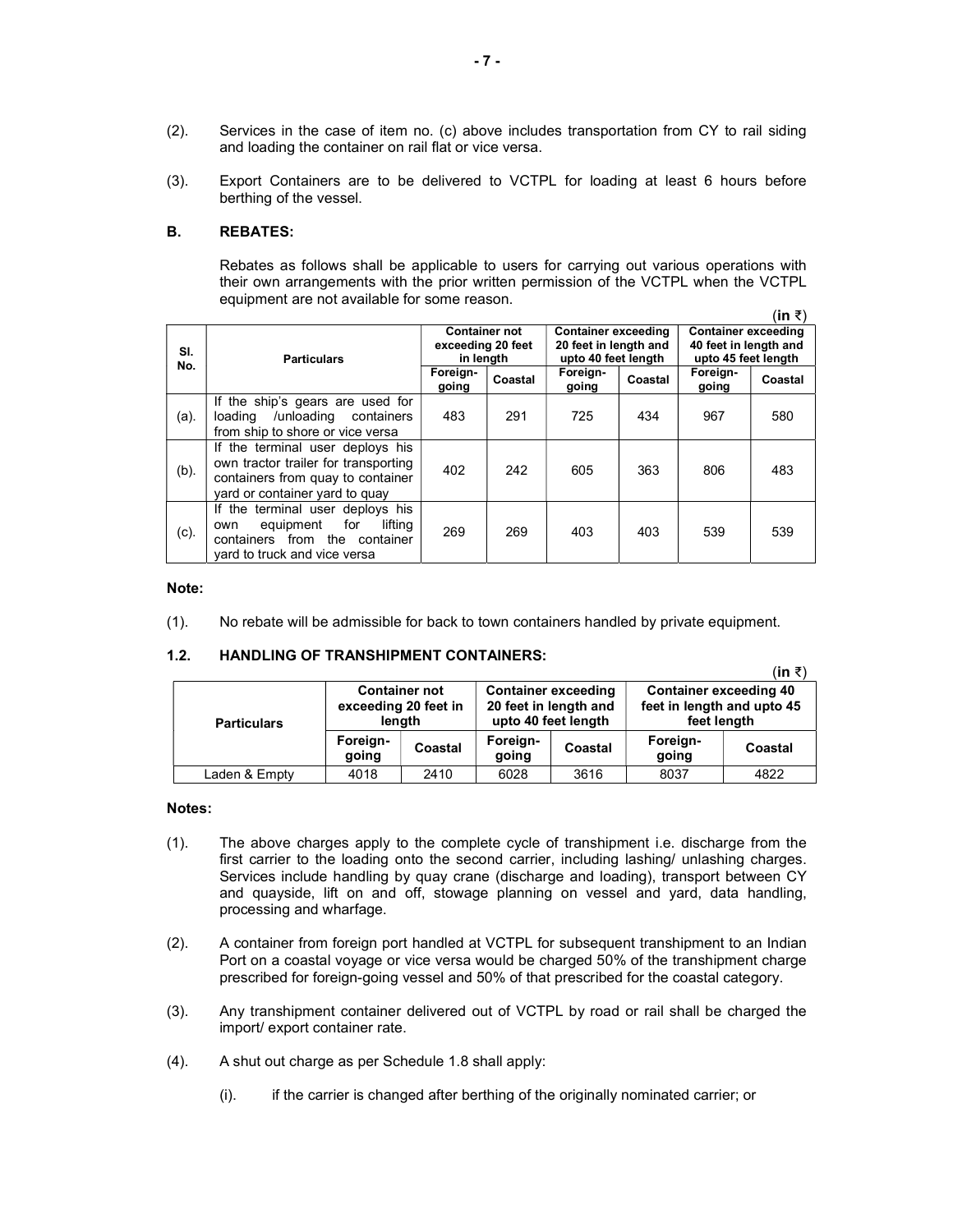(2). Services in the case of item no. (c) above includes transportation from CY to rail siding and loading the container on rail flat or vice versa.

(3). Export Containers are to be delivered to VCTPL for loading at least 6 hours before berthing of the vessel.

### B. REBATES:

Rebates as follows shall be applicable to users for carrying out various operations with their own arrangements with the prior written permission of the VCTPL when the VCTPL equipment are not available for some reason.

(in ₹)

| Sl. No. | Particulars | Container not exceeding 20 feet in length | | Container exceeding 20 feet in length and upto 40 feet length | | Container exceeding 40 feet in length and upto 45 feet length | |
|---|---|---|---|---|---|---|---|
| | | Foreign-going | Coastal | Foreign-going | Coastal | Foreign-going | Coastal |
| (a). | If the ship's gears are used for loading /unloading containers from ship to shore or vice versa | 483 | 291 | 725 | 434 | 967 | 580 |
| (b). | If the terminal user deploys his own tractor trailer for transporting containers from quay to container yard or container yard to quay | 402 | 242 | 605 | 363 | 806 | 483 |
| (c). | If the terminal user deploys his own equipment for lifting containers from the container yard to truck and vice versa | 269 | 269 | 403 | 403 | 539 | 539 |

**Note:**

(1). No rebate will be admissible for back to town containers handled by private equipment.

### 1.2. HANDLING OF TRANSHIPMENT CONTAINERS:

(in ₹)

| Particulars | Container not exceeding 20 feet in length | | Container exceeding 20 feet in length and upto 40 feet length | | Container exceeding 40 feet in length and upto 45 feet length | |
|---|---|---|---|---|---|---|
| | Foreign-going | Coastal | Foreign-going | Coastal | Foreign-going | Coastal |
| Laden & Empty | 4018 | 2410 | 6028 | 3616 | 8037 | 4822 |

**Notes:**

(1). The above charges apply to the complete cycle of transhipment i.e. discharge from the first carrier to the loading onto the second carrier, including lashing/ unlashing charges. Services include handling by quay crane (discharge and loading), transport between CY and quayside, lift on and off, stowage planning on vessel and yard, data handling, processing and wharfage.

(2). A container from foreign port handled at VCTPL for subsequent transhipment to an Indian Port on a coastal voyage or vice versa would be charged 50% of the transhipment charge prescribed for foreign-going vessel and 50% of that prescribed for the coastal category.

(3). Any transhipment container delivered out of VCTPL by road or rail shall be charged the import/ export container rate.

(4). A shut out charge as per Schedule 1.8 shall apply:

(i). if the carrier is changed after berthing of the originally nominated carrier; or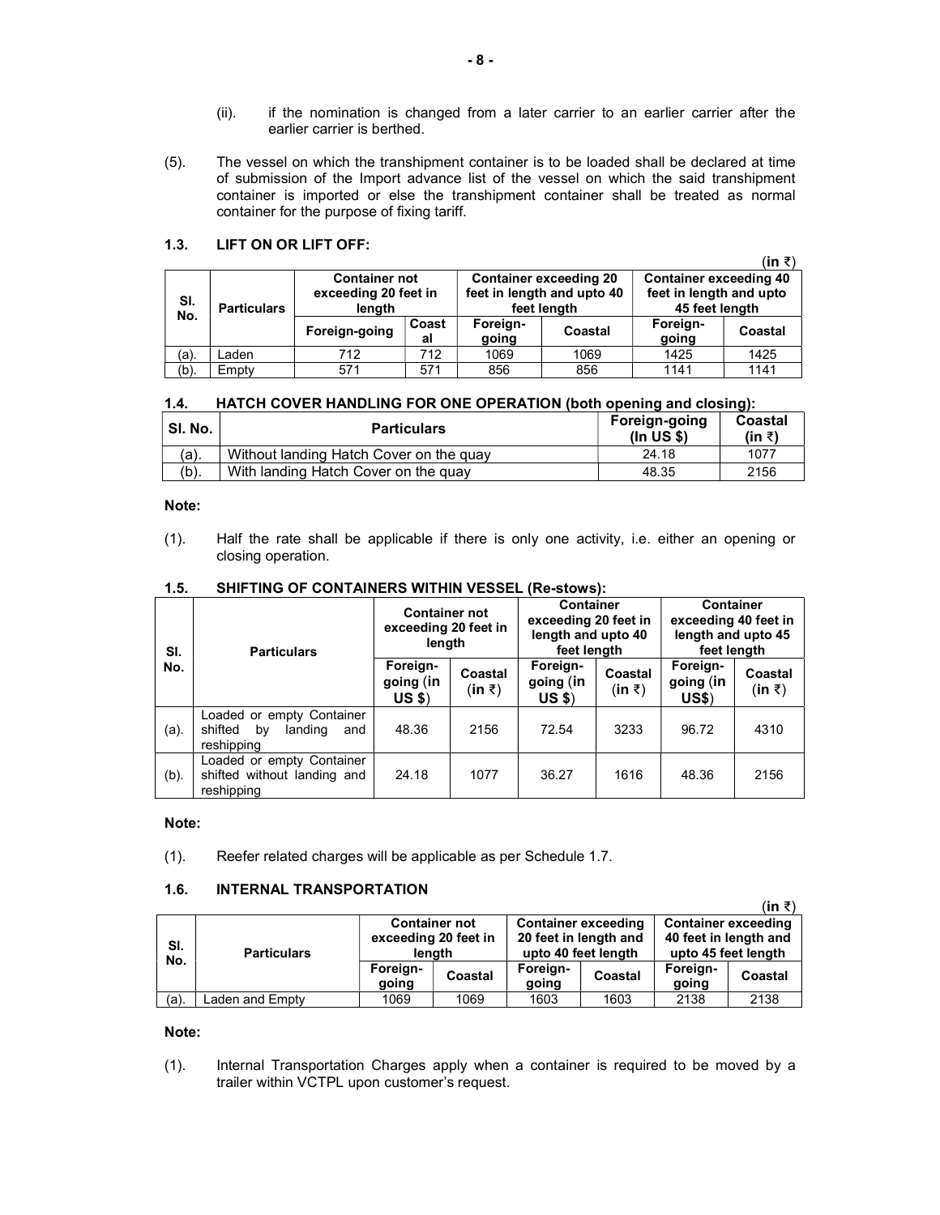(ii). if the nomination is changed from a later carrier to an earlier carrier after the earlier carrier is berthed.

(5). The vessel on which the transhipment container is to be loaded shall be declared at time of submission of the Import advance list of the vessel on which the said transhipment container is imported or else the transhipment container shall be treated as normal container for the purpose of fixing tariff.

### 1.3. LIFT ON OR LIFT OFF:

(in ₹)

| Sl. No. | Particulars | Container not exceeding 20 feet in length | | Container exceeding 20 feet in length and upto 40 feet length | | Container exceeding 40 feet in length and upto 45 feet length | |
|---|---|---|---|---|---|---|---|
| | | Foreign-going | Coastal | Foreign-going | Coastal | Foreign-going | Coastal |
| (a). | Laden | 712 | 712 | 1069 | 1069 | 1425 | 1425 |
| (b). | Empty | 571 | 571 | 856 | 856 | 1141 | 1141 |

### 1.4. HATCH COVER HANDLING FOR ONE OPERATION (both opening and closing):

| Sl. No. | Particulars | Foreign-going (In US $) | Coastal (in ₹) |
|---|---|---|---|
| (a). | Without landing Hatch Cover on the quay | 24.18 | 1077 |
| (b). | With landing Hatch Cover on the quay | 48.35 | 2156 |

**Note:**

(1). Half the rate shall be applicable if there is only one activity, i.e. either an opening or closing operation.

### 1.5. SHIFTING OF CONTAINERS WITHIN VESSEL (Re-stows):

| Sl. No. | Particulars | Container not exceeding 20 feet in length | | Container exceeding 20 feet in length and upto 40 feet length | | Container exceeding 40 feet in length and upto 45 feet length | |
|---|---|---|---|---|---|---|---|
| | | Foreign-going (in US $) | Coastal (in ₹) | Foreign-going (in US $) | Coastal (in ₹) | Foreign-going (in US$) | Coastal (in ₹) |
| (a). | Loaded or empty Container shifted by landing and reshipping | 48.36 | 2156 | 72.54 | 3233 | 96.72 | 4310 |
| (b). | Loaded or empty Container shifted without landing and reshipping | 24.18 | 1077 | 36.27 | 1616 | 48.36 | 2156 |

**Note:**

(1). Reefer related charges will be applicable as per Schedule 1.7.

### 1.6. INTERNAL TRANSPORTATION

(in ₹)

| Sl. No. | Particulars | Container not exceeding 20 feet in length | | Container exceeding 20 feet in length and upto 40 feet length | | Container exceeding 40 feet in length and upto 45 feet length | |
|---|---|---|---|---|---|---|---|
| | | Foreign-going | Coastal | Foreign-going | Coastal | Foreign-going | Coastal |
| (a). | Laden and Empty | 1069 | 1069 | 1603 | 1603 | 2138 | 2138 |

**Note:**

(1). Internal Transportation Charges apply when a container is required to be moved by a trailer within VCTPL upon customer's request.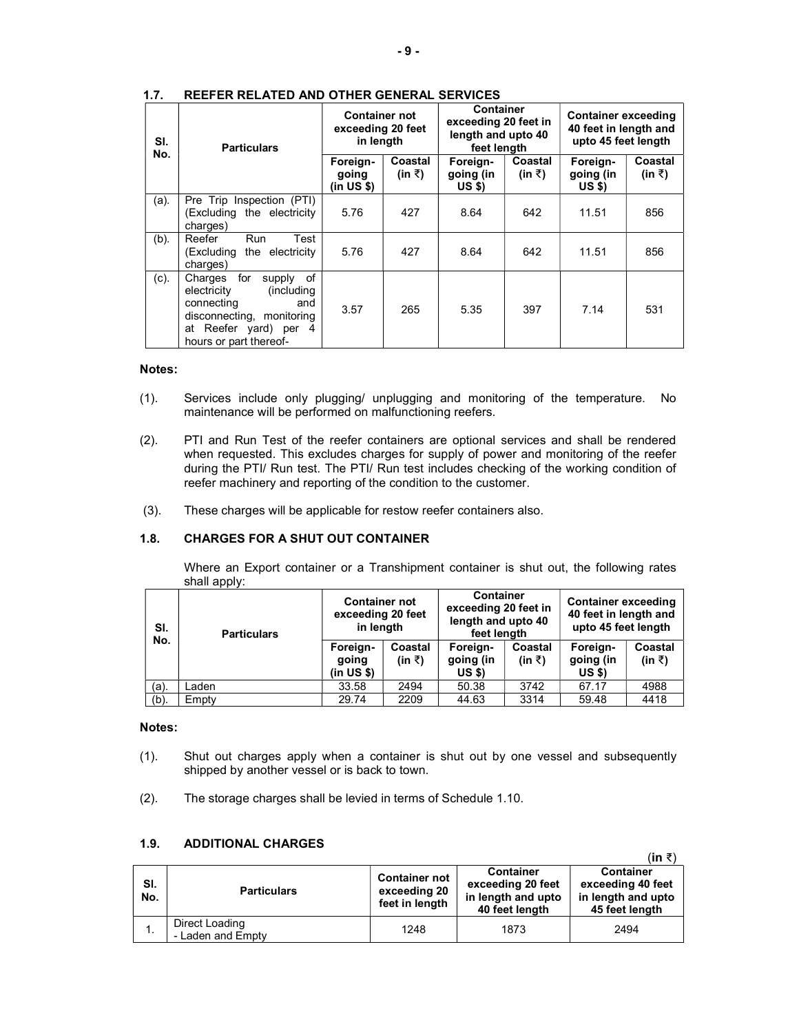### 1.7. REEFER RELATED AND OTHER GENERAL SERVICES

| Sl. No. | Particulars | Container not exceeding 20 feet in length | | Container exceeding 20 feet in length and upto 40 feet length | | Container exceeding 40 feet in length and upto 45 feet length | |
|---|---|---|---|---|---|---|---|
| | | Foreign-going (in US $) | Coastal (in ₹) | Foreign-going (in US $) | Coastal (in ₹) | Foreign-going (in US $) | Coastal (in ₹) |
| (a). | Pre Trip Inspection (PTI) (Excluding the electricity charges) | 5.76 | 427 | 8.64 | 642 | 11.51 | 856 |
| (b). | Reefer Run Test (Excluding the electricity charges) | 5.76 | 427 | 8.64 | 642 | 11.51 | 856 |
| (c). | Charges for supply of electricity (including connecting and disconnecting, monitoring at Reefer yard) per 4 hours or part thereof- | 3.57 | 265 | 5.35 | 397 | 7.14 | 531 |

**Notes:**

(1). Services include only plugging/ unplugging and monitoring of the temperature. No maintenance will be performed on malfunctioning reefers.

(2). PTI and Run Test of the reefer containers are optional services and shall be rendered when requested. This excludes charges for supply of power and monitoring of the reefer during the PTI/ Run test. The PTI/ Run test includes checking of the working condition of reefer machinery and reporting of the condition to the customer.

(3). These charges will be applicable for restow reefer containers also.

### 1.8. CHARGES FOR A SHUT OUT CONTAINER

Where an Export container or a Transhipment container is shut out, the following rates shall apply:

| Sl. No. | Particulars | Container not exceeding 20 feet in length | | Container exceeding 20 feet in length and upto 40 feet length | | Container exceeding 40 feet in length and upto 45 feet length | |
|---|---|---|---|---|---|---|---|
| | | Foreign-going (in US $) | Coastal (in ₹) | Foreign-going (in US $) | Coastal (in ₹) | Foreign-going (in US $) | Coastal (in ₹) |
| (a). | Laden | 33.58 | 2494 | 50.38 | 3742 | 67.17 | 4988 |
| (b). | Empty | 29.74 | 2209 | 44.63 | 3314 | 59.48 | 4418 |

**Notes:**

(1). Shut out charges apply when a container is shut out by one vessel and subsequently shipped by another vessel or is back to town.

(2). The storage charges shall be levied in terms of Schedule 1.10.

### 1.9. ADDITIONAL CHARGES

(in ₹)

| Sl. No. | Particulars | Container not exceeding 20 feet in length | Container exceeding 20 feet in length and upto 40 feet length | Container exceeding 40 feet in length and upto 45 feet length |
|---|---|---|---|---|
| 1. | Direct Loading - Laden and Empty | 1248 | 1873 | 2494 |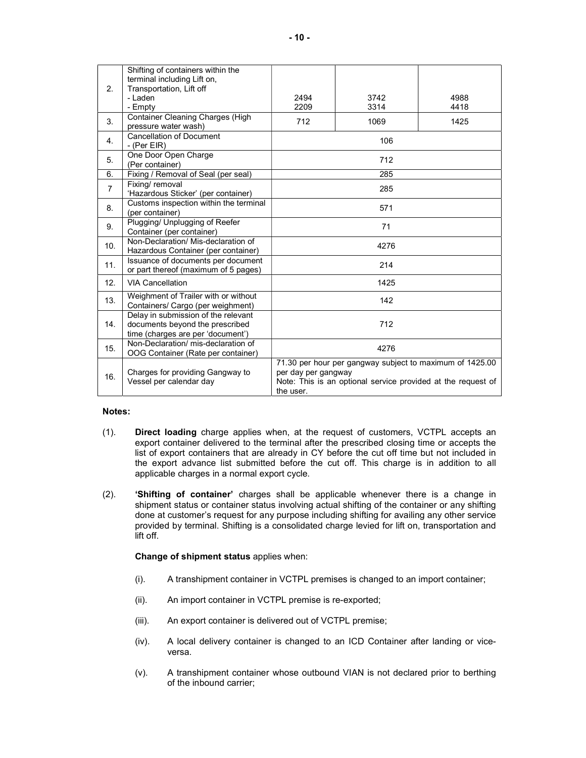| | | | | |
|---|---|---|---|---|
| 2. | Shifting of containers within the terminal including Lift on, Transportation, Lift off<br>- Laden<br>- Empty | <br><br><br>2494<br>2209 | <br><br><br>3742<br>3314 | <br><br><br>4988<br>4418 |
| 3. | Container Cleaning Charges (High pressure water wash) | 712 | 1069 | 1425 |
| 4. | Cancellation of Document<br>- (Per EIR) | 106 | | |
| 5. | One Door Open Charge (Per container) | 712 | | |
| 6. | Fixing / Removal of Seal (per seal) | 285 | | |
| 7 | Fixing/ removal 'Hazardous Sticker' (per container) | 285 | | |
| 8. | Customs inspection within the terminal (per container) | 571 | | |
| 9. | Plugging/ Unplugging of Reefer Container (per container) | 71 | | |
| 10. | Non-Declaration/ Mis-declaration of Hazardous Container (per container) | 4276 | | |
| 11. | Issuance of documents per document or part thereof (maximum of 5 pages) | 214 | | |
| 12. | VIA Cancellation | 1425 | | |
| 13. | Weighment of Trailer with or without Containers/ Cargo (per weighment) | 142 | | |
| 14. | Delay in submission of the relevant documents beyond the prescribed time (charges are per 'document') | 712 | | |
| 15. | Non-Declaration/ mis-declaration of OOG Container (Rate per container) | 4276 | | |
| 16. | Charges for providing Gangway to Vessel per calendar day | 71.30 per hour per gangway subject to maximum of 1425.00 per day per gangway<br>Note: This is an optional service provided at the request of the user. | | |

**Notes:**

(1). **Direct loading** charge applies when, at the request of customers, VCTPL accepts an export container delivered to the terminal after the prescribed closing time or accepts the list of export containers that are already in CY before the cut off time but not included in the export advance list submitted before the cut off. This charge is in addition to all applicable charges in a normal export cycle.

(2). **'Shifting of container'** charges shall be applicable whenever there is a change in shipment status or container status involving actual shifting of the container or any shifting done at customer's request for any purpose including shifting for availing any other service provided by terminal. Shifting is a consolidated charge levied for lift on, transportation and lift off.

**Change of shipment status** applies when:

(i). A transhipment container in VCTPL premises is changed to an import container;

(ii). An import container in VCTPL premise is re-exported;

(iii). An export container is delivered out of VCTPL premise;

(iv). A local delivery container is changed to an ICD Container after landing or vice-versa.

(v). A transhipment container whose outbound VIAN is not declared prior to berthing of the inbound carrier;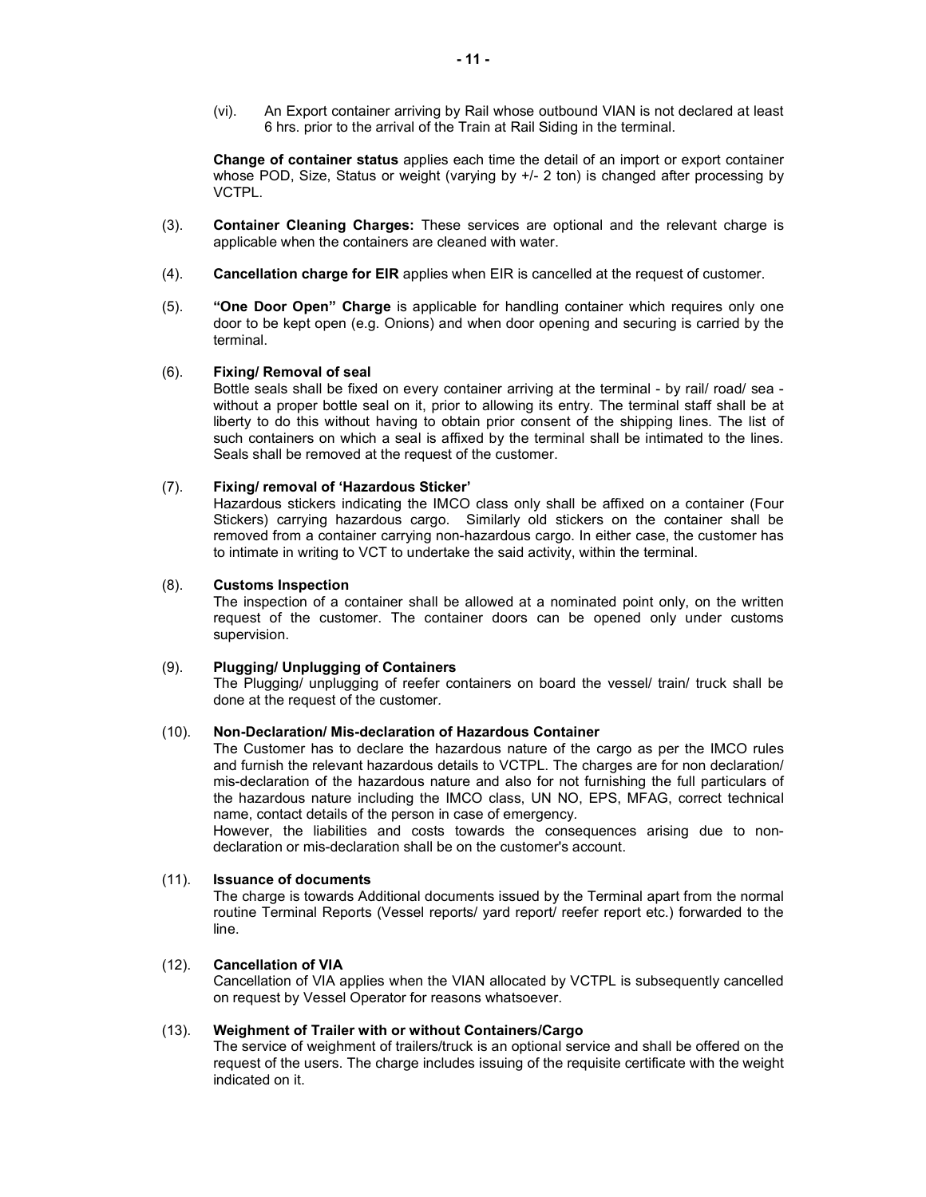(vi). An Export container arriving by Rail whose outbound VIAN is not declared at least 6 hrs. prior to the arrival of the Train at Rail Siding in the terminal.

**Change of container status** applies each time the detail of an import or export container whose POD, Size, Status or weight (varying by +/- 2 ton) is changed after processing by VCTPL.

(3). **Container Cleaning Charges:** These services are optional and the relevant charge is applicable when the containers are cleaned with water.

(4). **Cancellation charge for EIR** applies when EIR is cancelled at the request of customer.

(5). **"One Door Open" Charge** is applicable for handling container which requires only one door to be kept open (e.g. Onions) and when door opening and securing is carried by the terminal.

(6). **Fixing/ Removal of seal**

Bottle seals shall be fixed on every container arriving at the terminal - by rail/ road/ sea - without a proper bottle seal on it, prior to allowing its entry. The terminal staff shall be at liberty to do this without having to obtain prior consent of the shipping lines. The list of such containers on which a seal is affixed by the terminal shall be intimated to the lines. Seals shall be removed at the request of the customer.

(7). **Fixing/ removal of 'Hazardous Sticker'**

Hazardous stickers indicating the IMCO class only shall be affixed on a container (Four Stickers) carrying hazardous cargo. Similarly old stickers on the container shall be removed from a container carrying non-hazardous cargo. In either case, the customer has to intimate in writing to VCT to undertake the said activity, within the terminal.

(8). **Customs Inspection**

The inspection of a container shall be allowed at a nominated point only, on the written request of the customer. The container doors can be opened only under customs supervision.

(9). **Plugging/ Unplugging of Containers**

The Plugging/ unplugging of reefer containers on board the vessel/ train/ truck shall be done at the request of the customer.

(10). **Non-Declaration/ Mis-declaration of Hazardous Container**

The Customer has to declare the hazardous nature of the cargo as per the IMCO rules and furnish the relevant hazardous details to VCTPL. The charges are for non declaration/ mis-declaration of the hazardous nature and also for not furnishing the full particulars of the hazardous nature including the IMCO class, UN NO, EPS, MFAG, correct technical name, contact details of the person in case of emergency.

However, the liabilities and costs towards the consequences arising due to non-declaration or mis-declaration shall be on the customer's account.

(11). **Issuance of documents**

The charge is towards Additional documents issued by the Terminal apart from the normal routine Terminal Reports (Vessel reports/ yard report/ reefer report etc.) forwarded to the line.

(12). **Cancellation of VIA**

Cancellation of VIA applies when the VIAN allocated by VCTPL is subsequently cancelled on request by Vessel Operator for reasons whatsoever.

(13). **Weighment of Trailer with or without Containers/Cargo**

The service of weighment of trailers/truck is an optional service and shall be offered on the request of the users. The charge includes issuing of the requisite certificate with the weight indicated on it.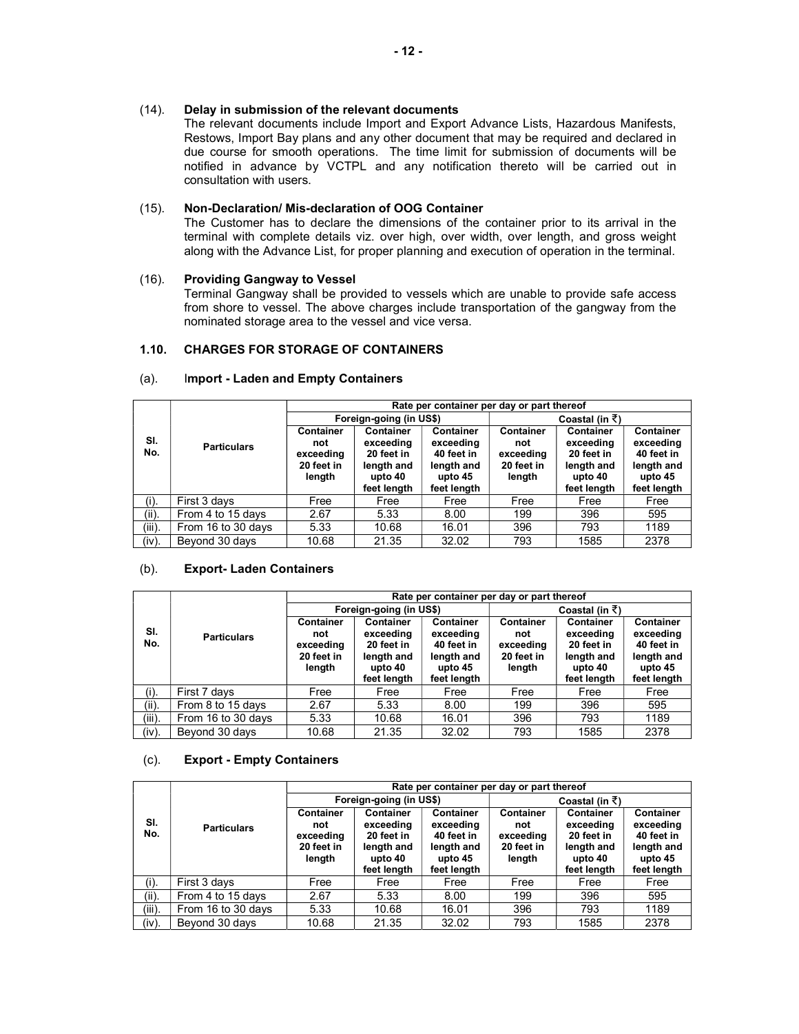(14). **Delay in submission of the relevant documents**

The relevant documents include Import and Export Advance Lists, Hazardous Manifests, Restows, Import Bay plans and any other document that may be required and declared in due course for smooth operations. The time limit for submission of documents will be notified in advance by VCTPL and any notification thereto will be carried out in consultation with users.

(15). **Non-Declaration/ Mis-declaration of OOG Container**

The Customer has to declare the dimensions of the container prior to its arrival in the terminal with complete details viz. over high, over width, over length, and gross weight along with the Advance List, for proper planning and execution of operation in the terminal.

(16). **Providing Gangway to Vessel**

Terminal Gangway shall be provided to vessels which are unable to provide safe access from shore to vessel. The above charges include transportation of the gangway from the nominated storage area to the vessel and vice versa.

## 1.10. CHARGES FOR STORAGE OF CONTAINERS

### (a). Import - Laden and Empty Containers

| Sl. No. | Particulars | Rate per container per day or part thereof | | | | | |
|---|---|---|---|---|---|---|---|
| | | Foreign-going (in US$) | | | Coastal (in ₹) | | |
| | | Container not exceeding 20 feet in length | Container exceeding 20 feet in length and upto 40 feet length | Container exceeding 40 feet in length and upto 45 feet length | Container not exceeding 20 feet in length | Container exceeding 20 feet in length and upto 40 feet length | Container exceeding 40 feet in length and upto 45 feet length |
| (i). | First 3 days | Free | Free | Free | Free | Free | Free |
| (ii). | From 4 to 15 days | 2.67 | 5.33 | 8.00 | 199 | 396 | 595 |
| (iii). | From 16 to 30 days | 5.33 | 10.68 | 16.01 | 396 | 793 | 1189 |
| (iv). | Beyond 30 days | 10.68 | 21.35 | 32.02 | 793 | 1585 | 2378 |

### (b). Export- Laden Containers

| Sl. No. | Particulars | Rate per container per day or part thereof | | | | | |
|---|---|---|---|---|---|---|---|
| | | Foreign-going (in US$) | | | Coastal (in ₹) | | |
| | | Container not exceeding 20 feet in length | Container exceeding 20 feet in length and upto 40 feet length | Container exceeding 40 feet in length and upto 45 feet length | Container not exceeding 20 feet in length | Container exceeding 20 feet in length and upto 40 feet length | Container exceeding 40 feet in length and upto 45 feet length |
| (i). | First 7 days | Free | Free | Free | Free | Free | Free |
| (ii). | From 8 to 15 days | 2.67 | 5.33 | 8.00 | 199 | 396 | 595 |
| (iii). | From 16 to 30 days | 5.33 | 10.68 | 16.01 | 396 | 793 | 1189 |
| (iv). | Beyond 30 days | 10.68 | 21.35 | 32.02 | 793 | 1585 | 2378 |

### (c). Export - Empty Containers

| Sl. No. | Particulars | Rate per container per day or part thereof | | | | | |
|---|---|---|---|---|---|---|---|
| | | Foreign-going (in US$) | | | Coastal (in ₹) | | |
| | | Container not exceeding 20 feet in length | Container exceeding 20 feet in length and upto 40 feet length | Container exceeding 40 feet in length and upto 45 feet length | Container not exceeding 20 feet in length | Container exceeding 20 feet in length and upto 40 feet length | Container exceeding 40 feet in length and upto 45 feet length |
| (i). | First 3 days | Free | Free | Free | Free | Free | Free |
| (ii). | From 4 to 15 days | 2.67 | 5.33 | 8.00 | 199 | 396 | 595 |
| (iii). | From 16 to 30 days | 5.33 | 10.68 | 16.01 | 396 | 793 | 1189 |
| (iv). | Beyond 30 days | 10.68 | 21.35 | 32.02 | 793 | 1585 | 2378 |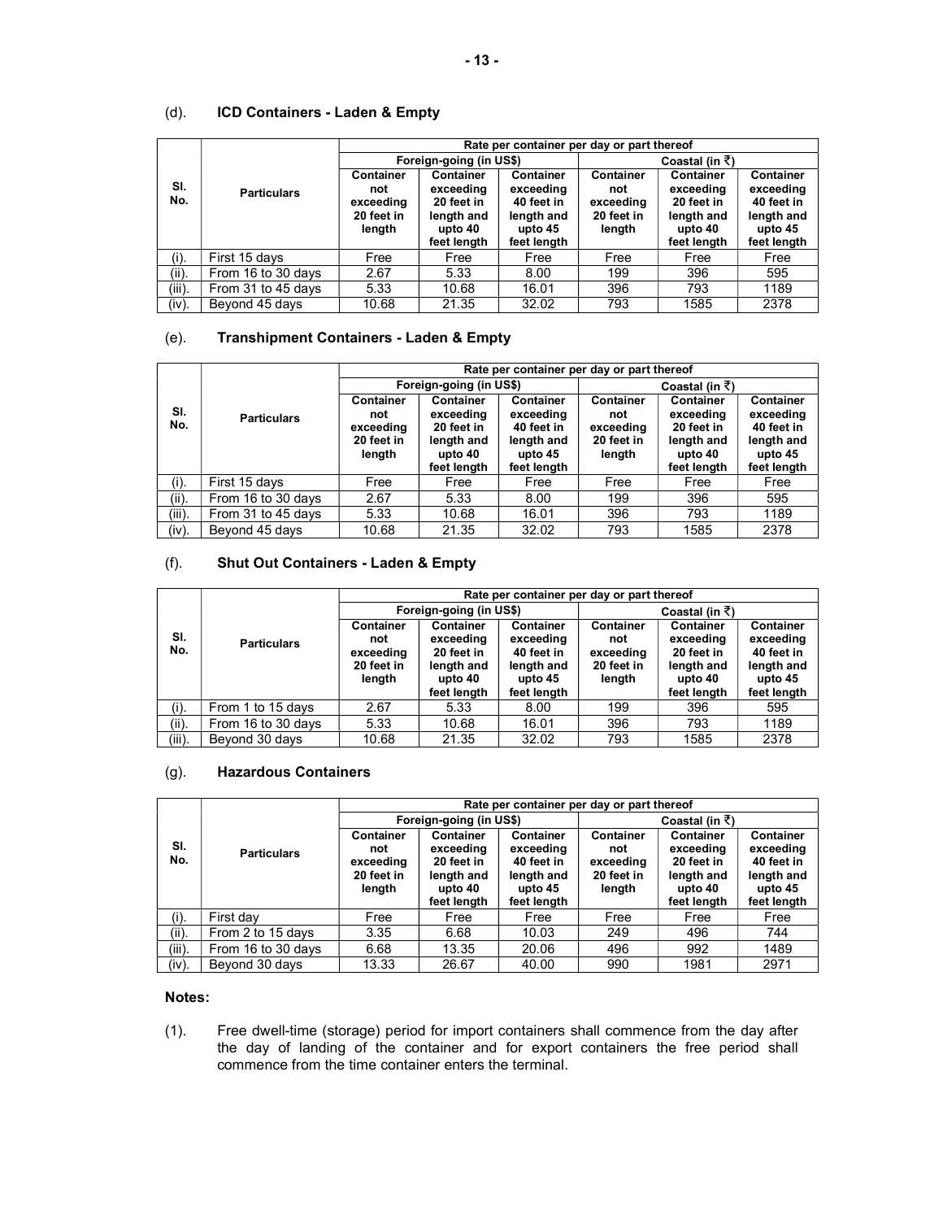(d). **ICD Containers - Laden & Empty**

| Sl. No. | Particulars | Rate per container per day or part thereof | | | | | |
|---|---|---|---|---|---|---|---|
| | | Foreign-going (in US$) | | | Coastal (in ₹) | | |
| | | Container not exceeding 20 feet in length | Container exceeding 20 feet in length and upto 40 feet length | Container exceeding 40 feet in length and upto 45 feet length | Container not exceeding 20 feet in length | Container exceeding 20 feet in length and upto 40 feet length | Container exceeding 40 feet in length and upto 45 feet length |
| (i). | First 15 days | Free | Free | Free | Free | Free | Free |
| (ii). | From 16 to 30 days | 2.67 | 5.33 | 8.00 | 199 | 396 | 595 |
| (iii). | From 31 to 45 days | 5.33 | 10.68 | 16.01 | 396 | 793 | 1189 |
| (iv). | Beyond 45 days | 10.68 | 21.35 | 32.02 | 793 | 1585 | 2378 |

(e). **Transhipment Containers - Laden & Empty**

| Sl. No. | Particulars | Rate per container per day or part thereof | | | | | |
|---|---|---|---|---|---|---|---|
| | | Foreign-going (in US$) | | | Coastal (in ₹) | | |
| | | Container not exceeding 20 feet in length | Container exceeding 20 feet in length and upto 40 feet length | Container exceeding 40 feet in length and upto 45 feet length | Container not exceeding 20 feet in length | Container exceeding 20 feet in length and upto 40 feet length | Container exceeding 40 feet in length and upto 45 feet length |
| (i). | First 15 days | Free | Free | Free | Free | Free | Free |
| (ii). | From 16 to 30 days | 2.67 | 5.33 | 8.00 | 199 | 396 | 595 |
| (iii). | From 31 to 45 days | 5.33 | 10.68 | 16.01 | 396 | 793 | 1189 |
| (iv). | Beyond 45 days | 10.68 | 21.35 | 32.02 | 793 | 1585 | 2378 |

(f). **Shut Out Containers - Laden & Empty**

| Sl. No. | Particulars | Rate per container per day or part thereof | | | | | |
|---|---|---|---|---|---|---|---|
| | | Foreign-going (in US$) | | | Coastal (in ₹) | | |
| | | Container not exceeding 20 feet in length | Container exceeding 20 feet in length and upto 40 feet length | Container exceeding 40 feet in length and upto 45 feet length | Container not exceeding 20 feet in length | Container exceeding 20 feet in length and upto 40 feet length | Container exceeding 40 feet in length and upto 45 feet length |
| (i). | From 1 to 15 days | 2.67 | 5.33 | 8.00 | 199 | 396 | 595 |
| (ii). | From 16 to 30 days | 5.33 | 10.68 | 16.01 | 396 | 793 | 1189 |
| (iii). | Beyond 30 days | 10.68 | 21.35 | 32.02 | 793 | 1585 | 2378 |

(g). **Hazardous Containers**

| Sl. No. | Particulars | Rate per container per day or part thereof | | | | | |
|---|---|---|---|---|---|---|---|
| | | Foreign-going (in US$) | | | Coastal (in ₹) | | |
| | | Container not exceeding 20 feet in length | Container exceeding 20 feet in length and upto 40 feet length | Container exceeding 40 feet in length and upto 45 feet length | Container not exceeding 20 feet in length | Container exceeding 20 feet in length and upto 40 feet length | Container exceeding 40 feet in length and upto 45 feet length |
| (i). | First day | Free | Free | Free | Free | Free | Free |
| (ii). | From 2 to 15 days | 3.35 | 6.68 | 10.03 | 249 | 496 | 744 |
| (iii). | From 16 to 30 days | 6.68 | 13.35 | 20.06 | 496 | 992 | 1489 |
| (iv). | Beyond 30 days | 13.33 | 26.67 | 40.00 | 990 | 1981 | 2971 |

**Notes:**

(1). Free dwell-time (storage) period for import containers shall commence from the day after the day of landing of the container and for export containers the free period shall commence from the time container enters the terminal.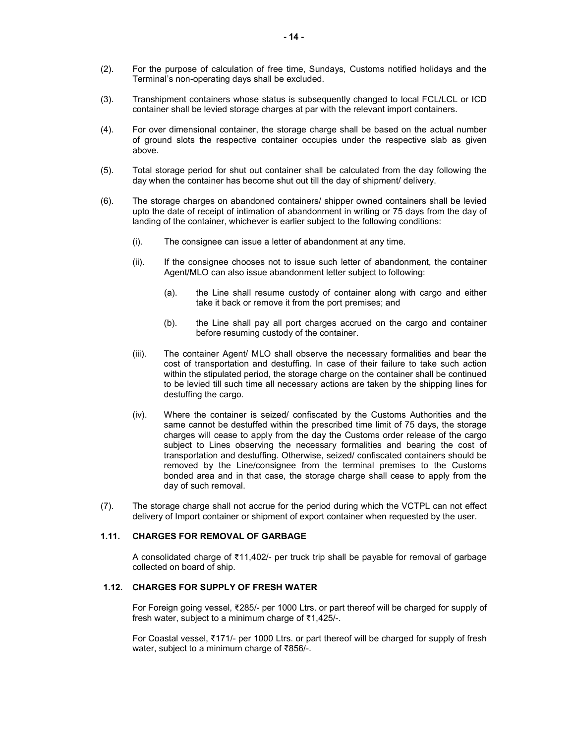(2). For the purpose of calculation of free time, Sundays, Customs notified holidays and the Terminal's non-operating days shall be excluded.

(3). Transhipment containers whose status is subsequently changed to local FCL/LCL or ICD container shall be levied storage charges at par with the relevant import containers.

(4). For over dimensional container, the storage charge shall be based on the actual number of ground slots the respective container occupies under the respective slab as given above.

(5). Total storage period for shut out container shall be calculated from the day following the day when the container has become shut out till the day of shipment/ delivery.

(6). The storage charges on abandoned containers/ shipper owned containers shall be levied upto the date of receipt of intimation of abandonment in writing or 75 days from the day of landing of the container, whichever is earlier subject to the following conditions:

   (i). The consignee can issue a letter of abandonment at any time.

   (ii). If the consignee chooses not to issue such letter of abandonment, the container Agent/MLO can also issue abandonment letter subject to following:

      (a). the Line shall resume custody of container along with cargo and either take it back or remove it from the port premises; and

      (b). the Line shall pay all port charges accrued on the cargo and container before resuming custody of the container.

   (iii). The container Agent/ MLO shall observe the necessary formalities and bear the cost of transportation and destuffing. In case of their failure to take such action within the stipulated period, the storage charge on the container shall be continued to be levied till such time all necessary actions are taken by the shipping lines for destuffing the cargo.

   (iv). Where the container is seized/ confiscated by the Customs Authorities and the same cannot be destuffed within the prescribed time limit of 75 days, the storage charges will cease to apply from the day the Customs order release of the cargo subject to Lines observing the necessary formalities and bearing the cost of transportation and destuffing. Otherwise, seized/ confiscated containers should be removed by the Line/consignee from the terminal premises to the Customs bonded area and in that case, the storage charge shall cease to apply from the day of such removal.

(7). The storage charge shall not accrue for the period during which the VCTPL can not effect delivery of Import container or shipment of export container when requested by the user.

### 1.11. CHARGES FOR REMOVAL OF GARBAGE

A consolidated charge of ₹11,402/- per truck trip shall be payable for removal of garbage collected on board of ship.

### 1.12. CHARGES FOR SUPPLY OF FRESH WATER

For Foreign going vessel, ₹285/- per 1000 Ltrs. or part thereof will be charged for supply of fresh water, subject to a minimum charge of ₹1,425/-.

For Coastal vessel, ₹171/- per 1000 Ltrs. or part thereof will be charged for supply of fresh water, subject to a minimum charge of ₹856/-.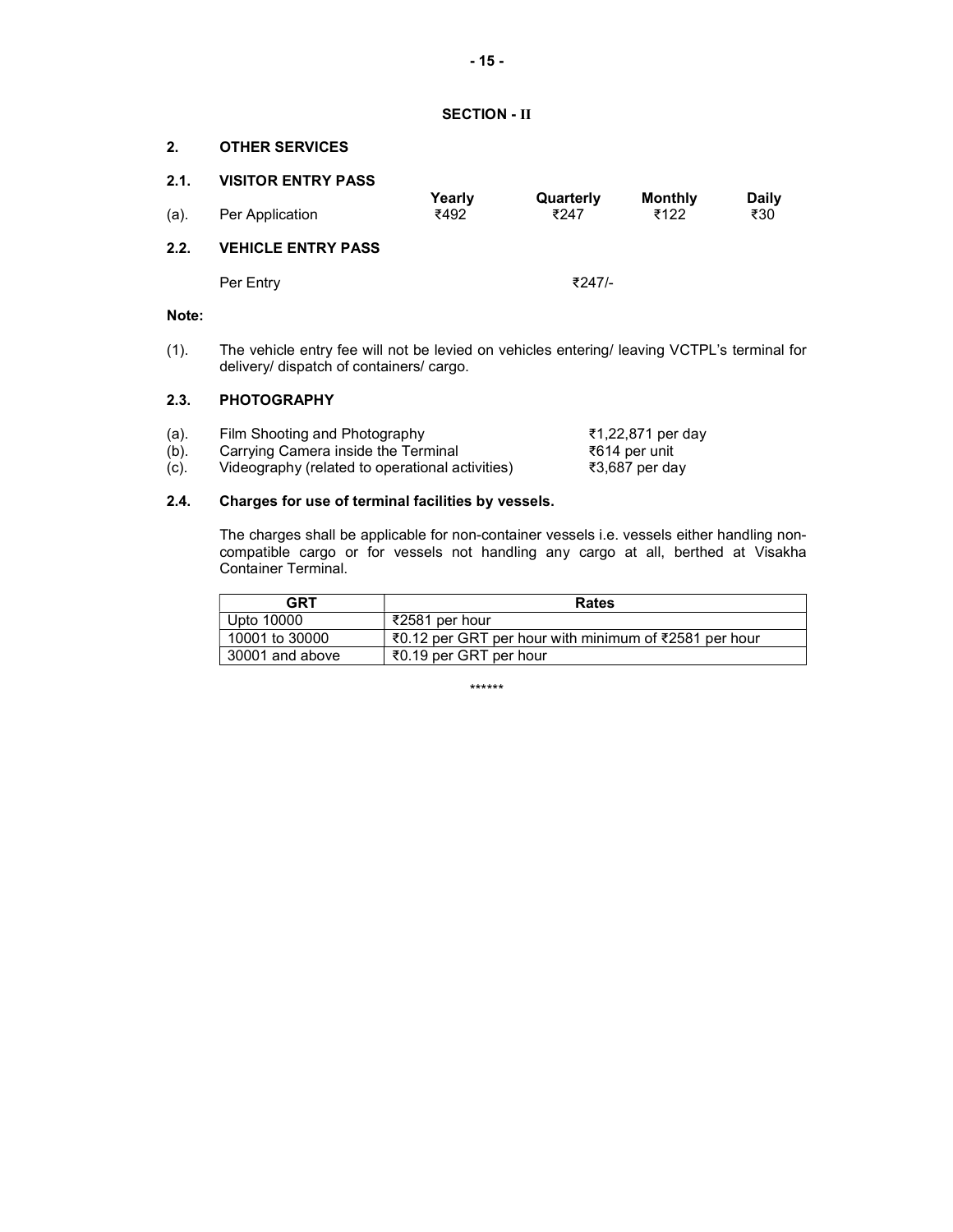## SECTION - II

### 2. OTHER SERVICES

#### 2.1. VISITOR ENTRY PASS

| | | Yearly | Quarterly | Monthly | Daily |
|---|---|---|---|---|---|
| (a). | Per Application | ₹492 | ₹247 | ₹122 | ₹30 |

#### 2.2. VEHICLE ENTRY PASS

Per Entry ₹247/-

**Note:**

(1). The vehicle entry fee will not be levied on vehicles entering/ leaving VCTPL's terminal for delivery/ dispatch of containers/ cargo.

#### 2.3. PHOTOGRAPHY

| | | |
|---|---|---|
| (a). | Film Shooting and Photography | ₹1,22,871 per day |
| (b). | Carrying Camera inside the Terminal | ₹614 per unit |
| (c). | Videography (related to operational activities) | ₹3,687 per day |

#### 2.4. Charges for use of terminal facilities by vessels.

The charges shall be applicable for non-container vessels i.e. vessels either handling non-compatible cargo or for vessels not handling any cargo at all, berthed at Visakha Container Terminal.

| GRT | Rates |
|---|---|
| Upto 10000 | ₹2581 per hour |
| 10001 to 30000 | ₹0.12 per GRT per hour with minimum of ₹2581 per hour |
| 30001 and above | ₹0.19 per GRT per hour |

******